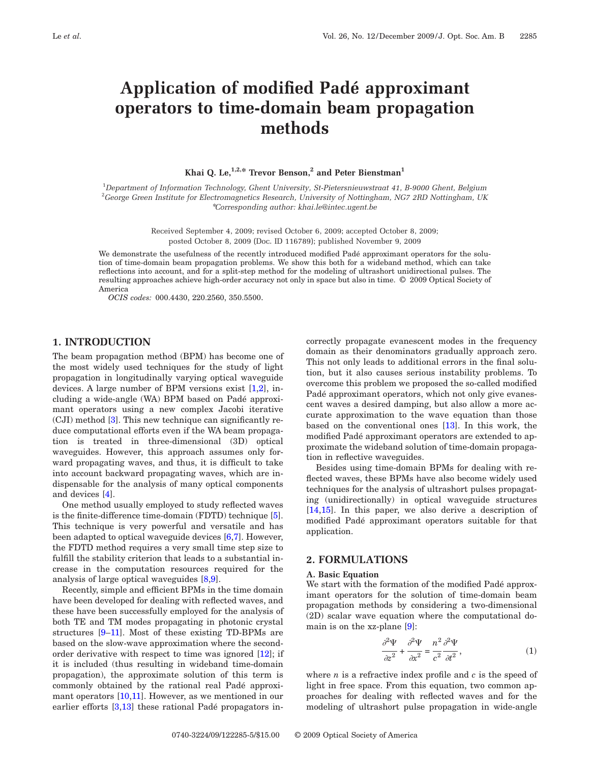# Application of modified Padé approximant operators to time-domain beam propagation methods

**Khai Q. Le,[1,2,*] Trevor Benson,[2] and Peter Bienstman[1]**

[1]*Department of Information Technology, Ghent University, St-Pietersnieuwstraat 41, B-9000 Ghent, Belgium*
[2]*George Green Institute for Electromagnetics Research, University of Nottingham, NG7 2RD Nottingham, UK*
*Corresponding author: khai.le@intec.ugent.be

Received September 4, 2009; revised October 6, 2009; accepted October 8, 2009;
posted October 8, 2009 (Doc. ID 116789); published November 9, 2009

We demonstrate the usefulness of the recently introduced modified Padé approximant operators for the solution of time-domain beam propagation problems. We show this both for a wideband method, which can take reflections into account, and for a split-step method for the modeling of ultrashort unidirectional pulses. The resulting approaches achieve high-order accuracy not only in space but also in time. © 2009 Optical Society of America

*OCIS codes:* 000.4430, 220.2560, 350.5500.

## 1. INTRODUCTION

The beam propagation method (BPM) has become one of the most widely used techniques for the study of light propagation in longitudinally varying optical waveguide devices. A large number of BPM versions exist [1,2], including a wide-angle (WA) BPM based on Padé approximant operators using a new complex Jacobi iterative (CJI) method [3]. This new technique can significantly reduce computational efforts even if the WA beam propagation is treated in three-dimensional (3D) optical waveguides. However, this approach assumes only forward propagating waves, and thus, it is difficult to take into account backward propagating waves, which are indispensable for the analysis of many optical components and devices [4].

One method usually employed to study reflected waves is the finite-difference time-domain (FDTD) technique [5]. This technique is very powerful and versatile and has been adapted to optical waveguide devices [6,7]. However, the FDTD method requires a very small time step size to fulfill the stability criterion that leads to a substantial increase in the computation resources required for the analysis of large optical waveguides [8,9].

Recently, simple and efficient BPMs in the time domain have been developed for dealing with reflected waves, and these have been successfully employed for the analysis of both TE and TM modes propagating in photonic crystal structures [9–11]. Most of these existing TD-BPMs are based on the slow-wave approximation where the second-order derivative with respect to time was ignored [12]; if it is included (thus resulting in wideband time-domain propagation), the approximate solution of this term is commonly obtained by the rational real Padé approximant operators [10,11]. However, as we mentioned in our earlier efforts [3,13] these rational Padé propagators incorrectly propagate evanescent modes in the frequency domain as their denominators gradually approach zero. This not only leads to additional errors in the final solution, but it also causes serious instability problems. To overcome this problem we proposed the so-called modified Padé approximant operators, which not only give evanescent waves a desired damping, but also allow a more accurate approximation to the wave equation than those based on the conventional ones [13]. In this work, the modified Padé approximant operators are extended to approximate the wideband solution of time-domain propagation in reflective waveguides.

Besides using time-domain BPMs for dealing with reflected waves, these BPMs have also become widely used techniques for the analysis of ultrashort pulses propagating (unidirectionally) in optical waveguide structures [14,15]. In this paper, we also derive a description of modified Padé approximant operators suitable for that application.

## 2. FORMULATIONS

### A. Basic Equation

We start with the formation of the modified Padé approximant operators for the solution of time-domain beam propagation methods by considering a two-dimensional (2D) scalar wave equation where the computational domain is on the xz-plane [9]:

$$\frac{\partial^2 \Psi}{\partial z^2} + \frac{\partial^2 \Psi}{\partial x^2} = \frac{n^2}{c^2}\frac{\partial^2 \Psi}{\partial t^2}, \tag{1}$$

where $n$ is a refractive index profile and $c$ is the speed of light in free space. From this equation, two common approaches for dealing with reflected waves and for the modeling of ultrashort pulse propagation in wide-angle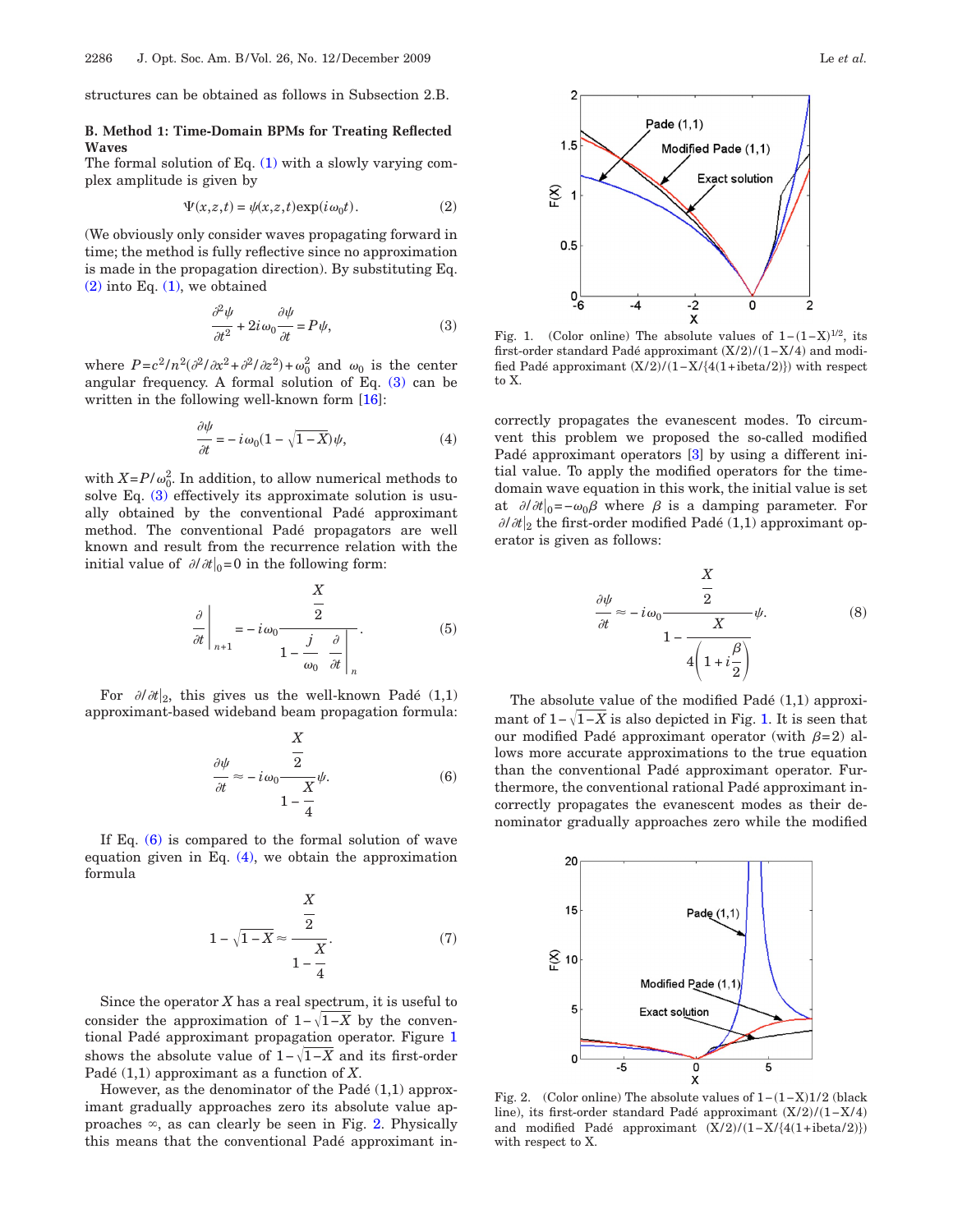structures can be obtained as follows in Subsection 2.B.

### B. Method 1: Time-Domain BPMs for Treating Reflected Waves

The formal solution of Eq. (1) with a slowly varying complex amplitude is given by

$$\Psi(x,z,t) = \psi(x,z,t)\exp(i\omega_0 t). \tag{2}$$

(We obviously only consider waves propagating forward in time; the method is fully reflective since no approximation is made in the propagation direction). By substituting Eq. (2) into Eq. (1), we obtained

$$\frac{\partial^2 \psi}{\partial t^2} + 2i\omega_0 \frac{\partial \psi}{\partial t} = P\psi, \tag{3}$$

where $P = c^2/n^2(\partial^2/\partial x^2 + \partial^2/\partial z^2) + \omega_0^2$ and $\omega_0$ is the center angular frequency. A formal solution of Eq. (3) can be written in the following well-known form [16]:

$$\frac{\partial \psi}{\partial t} = -i\omega_0(1 - \sqrt{1-X})\psi, \tag{4}$$

with $X = P/\omega_0^2$. In addition, to allow numerical methods to solve Eq. (3) effectively its approximate solution is usually obtained by the conventional Padé approximant method. The conventional Padé propagators are well known and result from the recurrence relation with the initial value of $\partial/\partial t|_0 = 0$ in the following form:

$$\left.\frac{\partial}{\partial t}\right|_{n+1} = -i\omega_0 \frac{\dfrac{X}{2}}{1 - \dfrac{j}{\omega_0}\left.\dfrac{\partial}{\partial t}\right|_n}. \tag{5}$$

For $\partial/\partial t|_2$, this gives us the well-known Padé (1,1) approximant-based wideband beam propagation formula:

$$\frac{\partial \psi}{\partial t} \approx -i\omega_0 \frac{\dfrac{X}{2}}{1 - \dfrac{X}{4}}\psi. \tag{6}$$

If Eq. (6) is compared to the formal solution of wave equation given in Eq. (4), we obtain the approximation formula

$$1 - \sqrt{1-X} \approx \frac{\dfrac{X}{2}}{1 - \dfrac{X}{4}}. \tag{7}$$

Since the operator $X$ has a real spectrum, it is useful to consider the approximation of $1-\sqrt{1-X}$ by the conventional Padé approximant propagation operator. Figure 1 shows the absolute value of $1-\sqrt{1-X}$ and its first-order Padé (1,1) approximant as a function of $X$.

However, as the denominator of the Padé (1,1) approximant gradually approaches zero its absolute value approaches $\infty$, as can clearly be seen in Fig. 2. Physically this means that the conventional Padé approximant incorrectly propagates the evanescent modes. To circumvent this problem we proposed the so-called modified Padé approximant operators [3] by using a different initial value. To apply the modified operators for the time-domain wave equation in this work, the initial value is set at $\partial/\partial t|_0 = -\omega_0\beta$ where $\beta$ is a damping parameter. For $\partial/\partial t|_2$ the first-order modified Padé (1,1) approximant operator is given as follows:

$$\frac{\partial \psi}{\partial t} \approx -i\omega_0 \frac{\dfrac{X}{2}}{1 - \dfrac{X}{4\left(1 + i\dfrac{\beta}{2}\right)}}\psi. \tag{8}$$

The absolute value of the modified Padé (1,1) approximant of $1-\sqrt{1-X}$ is also depicted in Fig. 1. It is seen that our modified Padé approximant operator (with $\beta=2$) allows more accurate approximations to the true equation than the conventional Padé approximant operator. Furthermore, the conventional rational Padé approximant incorrectly propagates the evanescent modes as their denominator gradually approaches zero while the modified

Fig. 1. (Color online) The absolute values of $1-(1-X)^{1/2}$, its first-order standard Padé approximant $(X/2)/(1-X/4)$ and modified Padé approximant $(X/2)/(1-X/\{4(1+i\beta/2)\})$ with respect to X.

Fig. 2. (Color online) The absolute values of $1-(1-X)1/2$ (black line), its first-order standard Padé approximant $(X/2)/(1-X/4)$ and modified Padé approximant $(X/2)/(1-X/\{4(1+i\beta/2)\})$ with respect to X.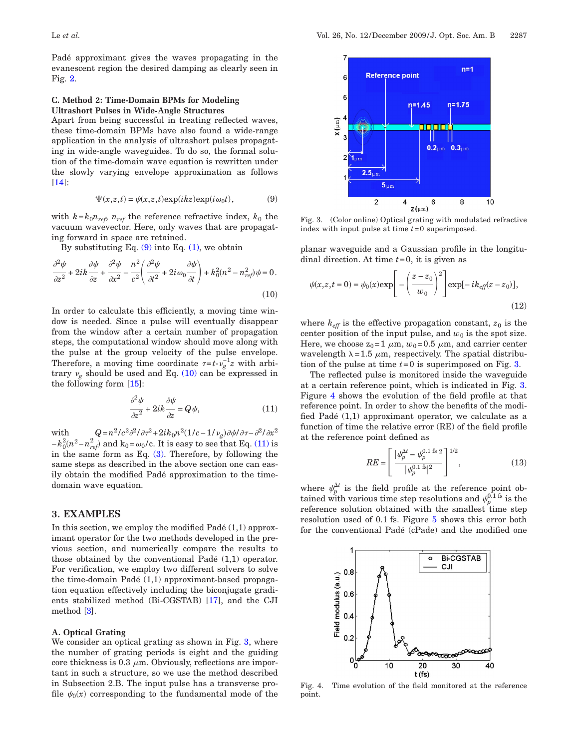Padé approximant gives the waves propagating in the evanescent region the desired damping as clearly seen in Fig. 2.

### C. Method 2: Time-Domain BPMs for Modeling Ultrashort Pulses in Wide-Angle Structures

Apart from being successful in treating reflected waves, these time-domain BPMs have also found a wide-range application in the analysis of ultrashort pulses propagating in wide-angle waveguides. To do so, the formal solution of the time-domain wave equation is rewritten under the slowly varying envelope approximation as follows [14]:

$$\Psi(x,z,t) = \psi(x,z,t)\exp(ikz)\exp(i\omega_0 t), \tag{9}$$

with $k=k_0 n_{ref}$, $n_{ref}$ the reference refractive index, $k_0$ the vacuum wavevector. Here, only waves that are propagating forward in space are retained.

By substituting Eq. (9) into Eq. (1), we obtain

$$\frac{\partial^2\psi}{\partial z^2} + 2ik\frac{\partial\psi}{\partial z} + \frac{\partial^2\psi}{\partial x^2} - \frac{n^2}{c^2}\left(\frac{\partial^2\psi}{\partial t^2} + 2i\omega_0\frac{\partial\psi}{\partial t}\right) + k_0^2(n^2 - n_{ref}^2)\psi = 0. \tag{10}$$

In order to calculate this efficiently, a moving time window is needed. Since a pulse will eventually disappear from the window after a certain number of propagation steps, the computational window should move along with the pulse at the group velocity of the pulse envelope. Therefore, a moving time coordinate $\tau = t - v_g^{-1}z$ with arbitrary $v_g$ should be used and Eq. (10) can be expressed in the following form [15]:

$$\frac{\partial^2\psi}{\partial z^2} + 2ik\frac{\partial\psi}{\partial z} = Q\psi, \tag{11}$$

with $Q = n^2/c^2\partial^2/\partial\tau^2 + 2ik_0 n^2(1/c - 1/v_g)\partial\psi/\partial\tau - \partial^2/\partial x^2 - k_0^2(n^2 - n_{ref}^2)$ and $k_0 = \omega_0/c$. It is easy to see that Eq. (11) is in the same form as Eq. (3). Therefore, by following the same steps as described in the above section one can easily obtain the modified Padé approximation to the time-domain wave equation.

## 3. EXAMPLES

In this section, we employ the modified Padé (1,1) approximant operator for the two methods developed in the previous section, and numerically compare the results to those obtained by the conventional Padé (1,1) operator. For verification, we employ two different solvers to solve the time-domain Padé (1,1) approximant-based propagation equation effectively including the biconjugate gradients stabilized method (Bi-CGSTAB) [17], and the CJI method [3].

### A. Optical Grating

We consider an optical grating as shown in Fig. 3, where the number of grating periods is eight and the guiding core thickness is 0.3 $\mu$m. Obviously, reflections are important in such a structure, so we use the method described in Subsection 2.B. The input pulse has a transverse profile $\psi_0(x)$ corresponding to the fundamental mode of the planar waveguide and a Gaussian profile in the longitudinal direction. At time $t=0$, it is given as

$$\psi(x,z,t=0) = \psi_0(x)\exp\left[-\left(\frac{z-z_0}{w_0}\right)^2\right]\exp[-ik_{eff}(z-z_0)], \tag{12}$$

where $k_{eff}$ is the effective propagation constant, $z_0$ is the center position of the input pulse, and $w_0$ is the spot size. Here, we choose $z_0 = 1$ $\mu$m, $w_0 = 0.5$ $\mu$m, and carrier center wavelength $\lambda = 1.5$ $\mu$m, respectively. The spatial distribution of the pulse at time $t=0$ is superimposed on Fig. 3.

Fig. 3. (Color online) Optical grating with modulated refractive index with input pulse at time $t=0$ superimposed.

The reflected pulse is monitored inside the waveguide at a certain reference point, which is indicated in Fig. 3. Figure 4 shows the evolution of the field profile at that reference point. In order to show the benefits of the modified Padé (1,1) approximant operator, we calculate as a function of time the relative error (RE) of the field profile at the reference point defined as

$$RE = \left[\frac{|\psi_p^{\Delta t} - \psi_p^{0.1\,\text{fs}}|^2}{|\psi_p^{0.1\,\text{fs}}|^2}\right]^{1/2}, \tag{13}$$

where $\psi_p^{\Delta t}$ is the field profile at the reference point obtained with various time step resolutions and $\psi_p^{0.1\,\text{fs}}$ is the reference solution obtained with the smallest time step resolution used of 0.1 fs. Figure 5 shows this error both for the conventional Padé (cPade) and the modified one

Fig. 4. Time evolution of the field monitored at the reference point.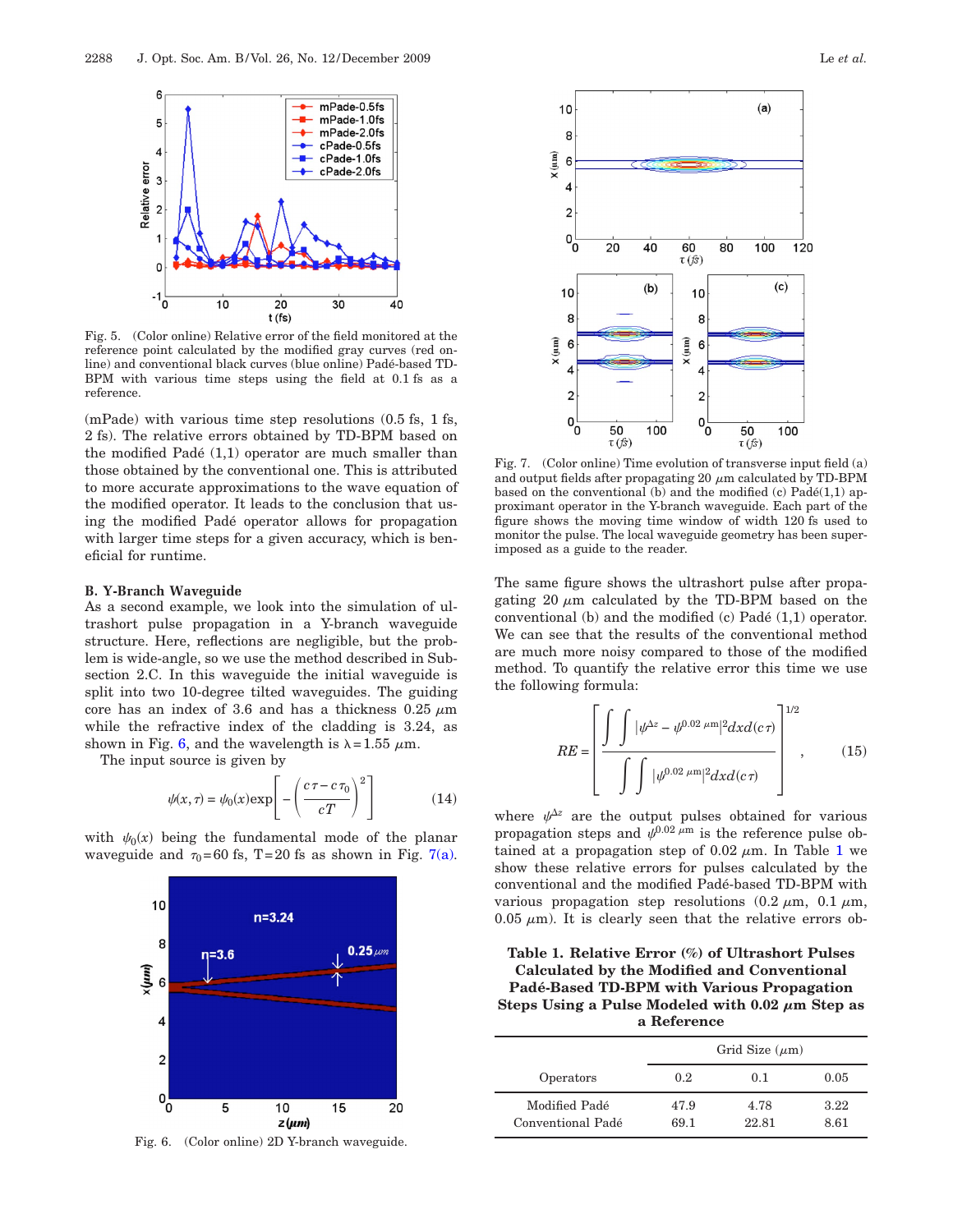Fig. 5. (Color online) Relative error of the field monitored at the reference point calculated by the modified gray curves (red online) and conventional black curves (blue online) Padé-based TD-BPM with various time steps using the field at 0.1 fs as a reference.

(mPade) with various time step resolutions (0.5 fs, 1 fs, 2 fs). The relative errors obtained by TD-BPM based on the modified Padé (1,1) operator are much smaller than those obtained by the conventional one. This is attributed to more accurate approximations to the wave equation of the modified operator. It leads to the conclusion that using the modified Padé operator allows for propagation with larger time steps for a given accuracy, which is beneficial for runtime.

### B. Y-Branch Waveguide

As a second example, we look into the simulation of ultrashort pulse propagation in a Y-branch waveguide structure. Here, reflections are negligible, but the problem is wide-angle, so we use the method described in Subsection 2.C. In this waveguide the initial waveguide is split into two 10-degree tilted waveguides. The guiding core has an index of 3.6 and has a thickness 0.25 $\mu$m while the refractive index of the cladding is 3.24, as shown in Fig. 6, and the wavelength is $\lambda = 1.55$ $\mu$m.

The input source is given by

$$\psi(x,\tau) = \psi_0(x)\exp\left[-\left(\frac{c\tau - c\tau_0}{cT}\right)^2\right] \tag{14}$$

with $\psi_0(x)$ being the fundamental mode of the planar waveguide and $\tau_0 = 60$ fs, T=20 fs as shown in Fig. 7(a).

Fig. 6. (Color online) 2D Y-branch waveguide.

Fig. 7. (Color online) Time evolution of transverse input field (a) and output fields after propagating 20 $\mu$m calculated by TD-BPM based on the conventional (b) and the modified (c) Padé(1,1) approximant operator in the Y-branch waveguide. Each part of the figure shows the moving time window of width 120 fs used to monitor the pulse. The local waveguide geometry has been superimposed as a guide to the reader.

The same figure shows the ultrashort pulse after propagating 20 $\mu$m calculated by the TD-BPM based on the conventional (b) and the modified (c) Padé (1,1) operator. We can see that the results of the conventional method are much more noisy compared to those of the modified method. To quantify the relative error this time we use the following formula:

$$RE = \left[\frac{\int\int |\psi^{\Delta z} - \psi^{0.02\ \mu\text{m}}|^2 dx d(c\tau)}{\int\int |\psi^{0.02\ \mu\text{m}}|^2 dx d(c\tau)}\right]^{1/2}, \tag{15}$$

where $\psi^{\Delta z}$ are the output pulses obtained for various propagation steps and $\psi^{0.02\ \mu\text{m}}$ is the reference pulse obtained at a propagation step of 0.02 $\mu$m. In Table 1 we show these relative errors for pulses calculated by the conventional and the modified Padé-based TD-BPM with various propagation step resolutions (0.2 $\mu$m, 0.1 $\mu$m, 0.05 $\mu$m). It is clearly seen that the relative errors ob-

**Table 1. Relative Error (%) of Ultrashort Pulses Calculated by the Modified and Conventional Padé-Based TD-BPM with Various Propagation Steps Using a Pulse Modeled with 0.02 $\mu$m Step as a Reference**

| Operators | Grid Size ($\mu$m) | | |
|---|---|---|---|
| | 0.2 | 0.1 | 0.05 |
| Modified Padé | 47.9 | 4.78 | 3.22 |
| Conventional Padé | 69.1 | 22.81 | 8.61 |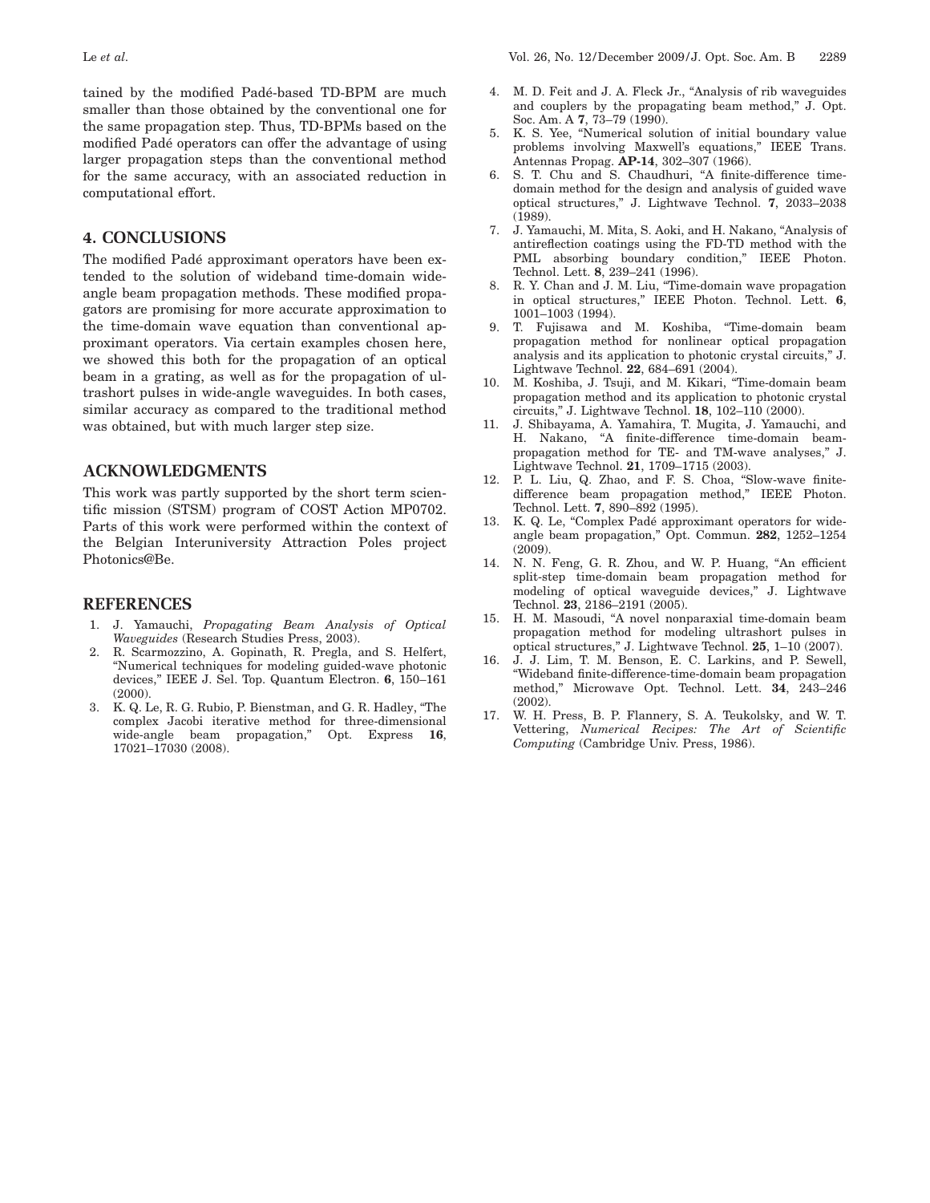tained by the modified Padé-based TD-BPM are much smaller than those obtained by the conventional one for the same propagation step. Thus, TD-BPMs based on the modified Padé operators can offer the advantage of using larger propagation steps than the conventional method for the same accuracy, with an associated reduction in computational effort.

## 4. CONCLUSIONS

The modified Padé approximant operators have been extended to the solution of wideband time-domain wide-angle beam propagation methods. These modified propagators are promising for more accurate approximation to the time-domain wave equation than conventional approximant operators. Via certain examples chosen here, we showed this both for the propagation of an optical beam in a grating, as well as for the propagation of ultrashort pulses in wide-angle waveguides. In both cases, similar accuracy as compared to the traditional method was obtained, but with much larger step size.

## ACKNOWLEDGMENTS

This work was partly supported by the short term scientific mission (STSM) program of COST Action MP0702. Parts of this work were performed within the context of the Belgian Interuniversity Attraction Poles project Photonics@Be.

## REFERENCES

1. J. Yamauchi, *Propagating Beam Analysis of Optical Waveguides* (Research Studies Press, 2003).
2. R. Scarmozzino, A. Gopinath, R. Pregla, and S. Helfert, "Numerical techniques for modeling guided-wave photonic devices," IEEE J. Sel. Top. Quantum Electron. **6**, 150–161 (2000).
3. K. Q. Le, R. G. Rubio, P. Bienstman, and G. R. Hadley, "The complex Jacobi iterative method for three-dimensional wide-angle beam propagation," Opt. Express **16**, 17021–17030 (2008).
4. M. D. Feit and J. A. Fleck Jr., "Analysis of rib waveguides and couplers by the propagating beam method," J. Opt. Soc. Am. A **7**, 73–79 (1990).
5. K. S. Yee, "Numerical solution of initial boundary value problems involving Maxwell's equations," IEEE Trans. Antennas Propag. **AP-14**, 302–307 (1966).
6. S. T. Chu and S. Chaudhuri, "A finite-difference time-domain method for the design and analysis of guided wave optical structures," J. Lightwave Technol. **7**, 2033–2038 (1989).
7. J. Yamauchi, M. Mita, S. Aoki, and H. Nakano, "Analysis of antireflection coatings using the FD-TD method with the PML absorbing boundary condition," IEEE Photon. Technol. Lett. **8**, 239–241 (1996).
8. R. Y. Chan and J. M. Liu, "Time-domain wave propagation in optical structures," IEEE Photon. Technol. Lett. **6**, 1001–1003 (1994).
9. T. Fujisawa and M. Koshiba, "Time-domain beam propagation method for nonlinear optical propagation analysis and its application to photonic crystal circuits," J. Lightwave Technol. **22**, 684–691 (2004).
10. M. Koshiba, J. Tsuji, and M. Kikari, "Time-domain beam propagation method and its application to photonic crystal circuits," J. Lightwave Technol. **18**, 102–110 (2000).
11. J. Shibayama, A. Yamahira, T. Mugita, J. Yamauchi, and H. Nakano, "A finite-difference time-domain beam-propagation method for TE- and TM-wave analyses," J. Lightwave Technol. **21**, 1709–1715 (2003).
12. P. L. Liu, Q. Zhao, and F. S. Choa, "Slow-wave finite-difference beam propagation method," IEEE Photon. Technol. Lett. **7**, 890–892 (1995).
13. K. Q. Le, "Complex Padé approximant operators for wide-angle beam propagation," Opt. Commun. **282**, 1252–1254 (2009).
14. N. N. Feng, G. R. Zhou, and W. P. Huang, "An efficient split-step time-domain beam propagation method for modeling of optical waveguide devices," J. Lightwave Technol. **23**, 2186–2191 (2005).
15. H. M. Masoudi, "A novel nonparaxial time-domain beam propagation method for modeling ultrashort pulses in optical structures," J. Lightwave Technol. **25**, 1–10 (2007).
16. J. J. Lim, T. M. Benson, E. C. Larkins, and P. Sewell, "Wideband finite-difference-time-domain beam propagation method," Microwave Opt. Technol. Lett. **34**, 243–246 (2002).
17. W. H. Press, B. P. Flannery, S. A. Teukolsky, and W. T. Vettering, *Numerical Recipes: The Art of Scientific Computing* (Cambridge Univ. Press, 1986).